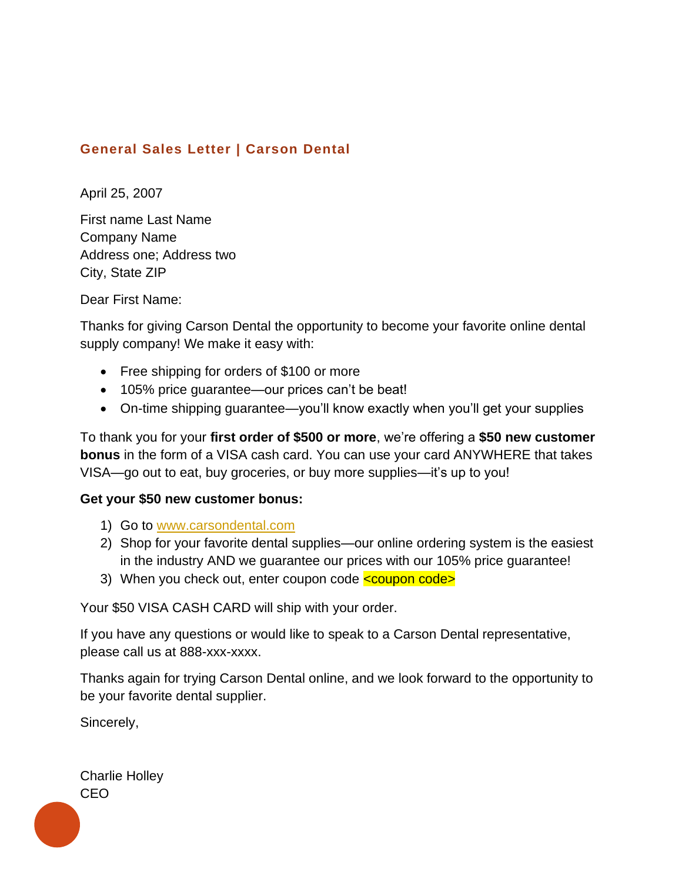## General Sales Letter | Carson Dental

April 25, 2007

First name Last Name
Company Name
Address one; Address two
City, State ZIP

Dear First Name:

Thanks for giving Carson Dental the opportunity to become your favorite online dental supply company! We make it easy with:

- Free shipping for orders of $100 or more
- 105% price guarantee—our prices can't be beat!
- On-time shipping guarantee—you'll know exactly when you'll get your supplies

To thank you for your **first order of $500 or more**, we're offering a **$50 new customer bonus** in the form of a VISA cash card. You can use your card ANYWHERE that takes VISA—go out to eat, buy groceries, or buy more supplies—it's up to you!

**Get your $50 new customer bonus:**

1) Go to www.carsondental.com
2) Shop for your favorite dental supplies—our online ordering system is the easiest in the industry AND we guarantee our prices with our 105% price guarantee!
3) When you check out, enter coupon code <coupon code>

Your $50 VISA CASH CARD will ship with your order.

If you have any questions or would like to speak to a Carson Dental representative, please call us at 888-xxx-xxxx.

Thanks again for trying Carson Dental online, and we look forward to the opportunity to be your favorite dental supplier.

Sincerely,

Charlie Holley
CEO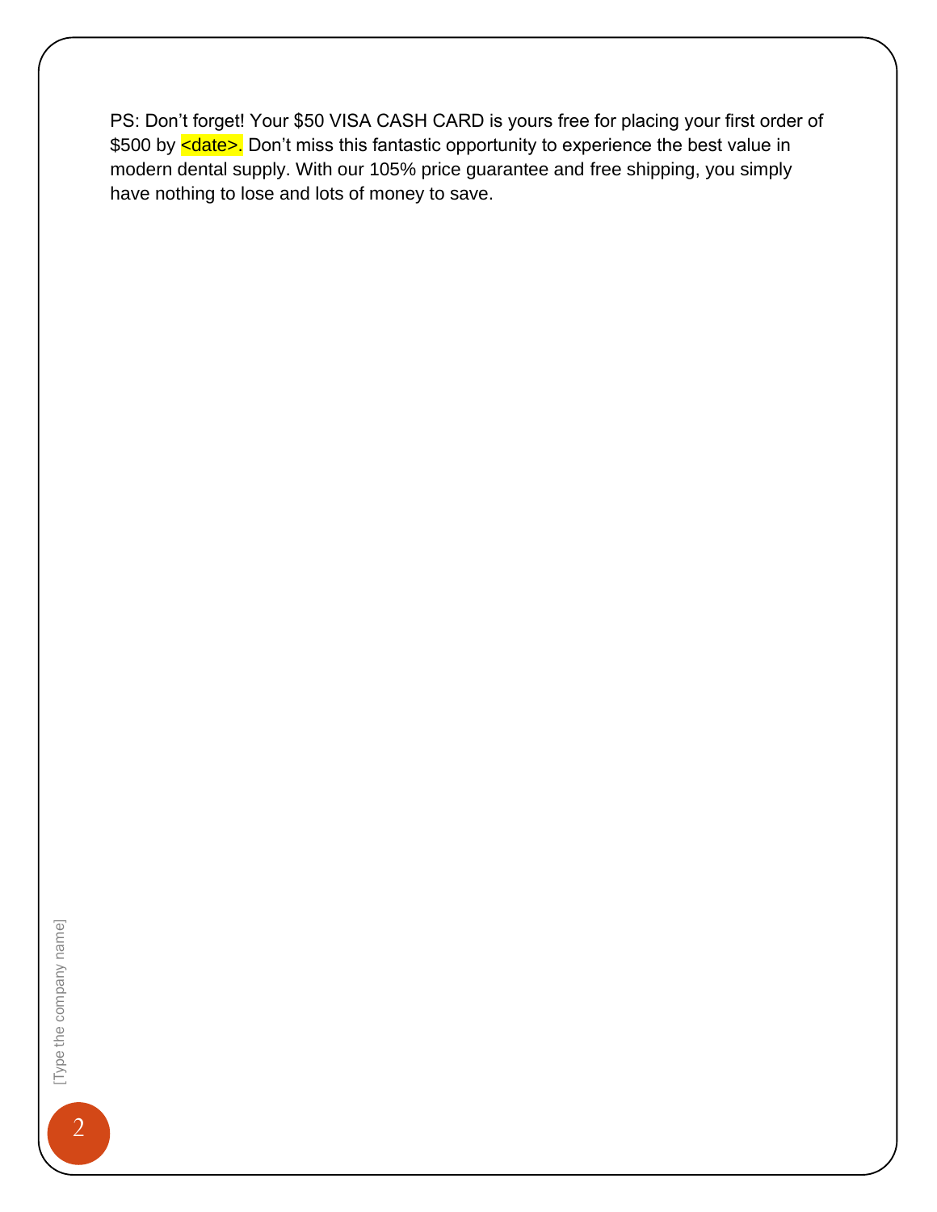PS: Don’t forget! Your $50 VISA CASH CARD is yours free for placing your first order of $500 by <date>. Don’t miss this fantastic opportunity to experience the best value in modern dental supply. With our 105% price guarantee and free shipping, you simply have nothing to lose and lots of money to save.